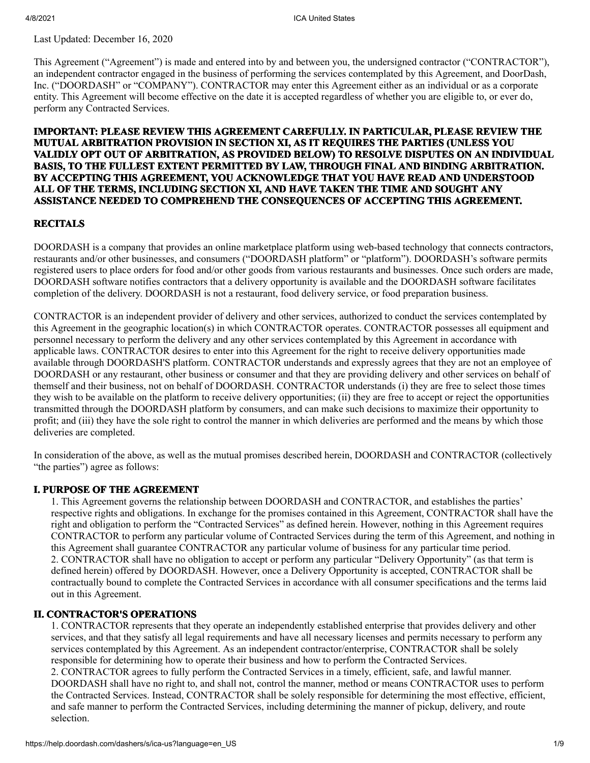Last Updated: December 16, 2020

This Agreement ("Agreement") is made and entered into by and between you, the undersigned contractor ("CONTRACTOR"), an independent contractor engaged in the business of performing the services contemplated by this Agreement, and DoorDash, Inc. ("DOORDASH" or "COMPANY"). CONTRACTOR may enter this Agreement either as an individual or as a corporate entity. This Agreement will become effective on the date it is accepted regardless of whether you are eligible to, or ever do, perform any Contracted Services.

**IMPORTANT: PLEASE REVIEW THIS AGREEMENT CAREFULLY. IN PARTICULAR, PLEASE REVIEW THE MUTUAL ARBITRATION PROVISION IN SECTION XI, AS IT REQUIRES THE PARTIES (UNLESS YOU VALIDLY OPT OUT OF ARBITRATION, AS PROVIDED BELOW) TO RESOLVE DISPUTES ON AN INDIVIDUAL BASIS, TO THE FULLEST EXTENT PERMITTED BY LAW, THROUGH FINAL AND BINDING ARBITRATION. BY ACCEPTING THIS AGREEMENT, YOU ACKNOWLEDGE THAT YOU HAVE READ AND UNDERSTOOD ALL OF THE TERMS, INCLUDING SECTION XI, AND HAVE TAKEN THE TIME AND SOUGHT ANY ASSISTANCE NEEDED TO COMPREHEND THE CONSEQUENCES OF ACCEPTING THIS AGREEMENT.**

## RECITALS

DOORDASH is a company that provides an online marketplace platform using web-based technology that connects contractors, restaurants and/or other businesses, and consumers ("DOORDASH platform" or "platform"). DOORDASH's software permits registered users to place orders for food and/or other goods from various restaurants and businesses. Once such orders are made, DOORDASH software notifies contractors that a delivery opportunity is available and the DOORDASH software facilitates completion of the delivery. DOORDASH is not a restaurant, food delivery service, or food preparation business.

CONTRACTOR is an independent provider of delivery and other services, authorized to conduct the services contemplated by this Agreement in the geographic location(s) in which CONTRACTOR operates. CONTRACTOR possesses all equipment and personnel necessary to perform the delivery and any other services contemplated by this Agreement in accordance with applicable laws. CONTRACTOR desires to enter into this Agreement for the right to receive delivery opportunities made available through DOORDASH'S platform. CONTRACTOR understands and expressly agrees that they are not an employee of DOORDASH or any restaurant, other business or consumer and that they are providing delivery and other services on behalf of themself and their business, not on behalf of DOORDASH. CONTRACTOR understands (i) they are free to select those times they wish to be available on the platform to receive delivery opportunities; (ii) they are free to accept or reject the opportunities transmitted through the DOORDASH platform by consumers, and can make such decisions to maximize their opportunity to profit; and (iii) they have the sole right to control the manner in which deliveries are performed and the means by which those deliveries are completed.

In consideration of the above, as well as the mutual promises described herein, DOORDASH and CONTRACTOR (collectively "the parties") agree as follows:

## I. PURPOSE OF THE AGREEMENT

1. This Agreement governs the relationship between DOORDASH and CONTRACTOR, and establishes the parties' respective rights and obligations. In exchange for the promises contained in this Agreement, CONTRACTOR shall have the right and obligation to perform the "Contracted Services" as defined herein. However, nothing in this Agreement requires CONTRACTOR to perform any particular volume of Contracted Services during the term of this Agreement, and nothing in this Agreement shall guarantee CONTRACTOR any particular volume of business for any particular time period.
2. CONTRACTOR shall have no obligation to accept or perform any particular "Delivery Opportunity" (as that term is defined herein) offered by DOORDASH. However, once a Delivery Opportunity is accepted, CONTRACTOR shall be contractually bound to complete the Contracted Services in accordance with all consumer specifications and the terms laid out in this Agreement.

## II. CONTRACTOR'S OPERATIONS

1. CONTRACTOR represents that they operate an independently established enterprise that provides delivery and other services, and that they satisfy all legal requirements and have all necessary licenses and permits necessary to perform any services contemplated by this Agreement. As an independent contractor/enterprise, CONTRACTOR shall be solely responsible for determining how to operate their business and how to perform the Contracted Services.
2. CONTRACTOR agrees to fully perform the Contracted Services in a timely, efficient, safe, and lawful manner. DOORDASH shall have no right to, and shall not, control the manner, method or means CONTRACTOR uses to perform the Contracted Services. Instead, CONTRACTOR shall be solely responsible for determining the most effective, efficient, and safe manner to perform the Contracted Services, including determining the manner of pickup, delivery, and route selection.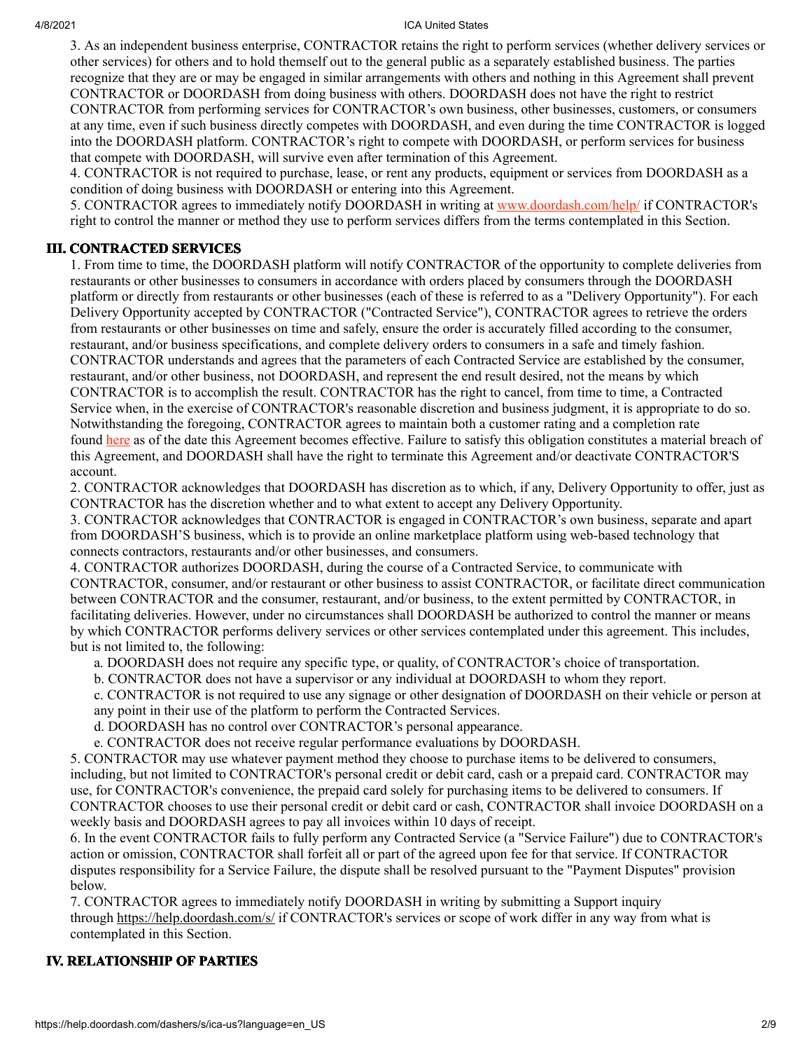3. As an independent business enterprise, CONTRACTOR retains the right to perform services (whether delivery services or other services) for others and to hold themself out to the general public as a separately established business. The parties recognize that they are or may be engaged in similar arrangements with others and nothing in this Agreement shall prevent CONTRACTOR or DOORDASH from doing business with others. DOORDASH does not have the right to restrict CONTRACTOR from performing services for CONTRACTOR's own business, other businesses, customers, or consumers at any time, even if such business directly competes with DOORDASH, and even during the time CONTRACTOR is logged into the DOORDASH platform. CONTRACTOR's right to compete with DOORDASH, or perform services for business that compete with DOORDASH, will survive even after termination of this Agreement.
4. CONTRACTOR is not required to purchase, lease, or rent any products, equipment or services from DOORDASH as a condition of doing business with DOORDASH or entering into this Agreement.
5. CONTRACTOR agrees to immediately notify DOORDASH in writing at www.doordash.com/help/ if CONTRACTOR's right to control the manner or method they use to perform services differs from the terms contemplated in this Section.

## III. CONTRACTED SERVICES

1. From time to time, the DOORDASH platform will notify CONTRACTOR of the opportunity to complete deliveries from restaurants or other businesses to consumers in accordance with orders placed by consumers through the DOORDASH platform or directly from restaurants or other businesses (each of these is referred to as a "Delivery Opportunity"). For each Delivery Opportunity accepted by CONTRACTOR ("Contracted Service"), CONTRACTOR agrees to retrieve the orders from restaurants or other businesses on time and safely, ensure the order is accurately filled according to the consumer, restaurant, and/or business specifications, and complete delivery orders to consumers in a safe and timely fashion. CONTRACTOR understands and agrees that the parameters of each Contracted Service are established by the consumer, restaurant, and/or other business, not DOORDASH, and represent the end result desired, not the means by which CONTRACTOR is to accomplish the result. CONTRACTOR has the right to cancel, from time to time, a Contracted Service when, in the exercise of CONTRACTOR's reasonable discretion and business judgment, it is appropriate to do so. Notwithstanding the foregoing, CONTRACTOR agrees to maintain both a customer rating and a completion rate found here as of the date this Agreement becomes effective. Failure to satisfy this obligation constitutes a material breach of this Agreement, and DOORDASH shall have the right to terminate this Agreement and/or deactivate CONTRACTOR'S account.
2. CONTRACTOR acknowledges that DOORDASH has discretion as to which, if any, Delivery Opportunity to offer, just as CONTRACTOR has the discretion whether and to what extent to accept any Delivery Opportunity.
3. CONTRACTOR acknowledges that CONTRACTOR is engaged in CONTRACTOR's own business, separate and apart from DOORDASH'S business, which is to provide an online marketplace platform using web-based technology that connects contractors, restaurants and/or other businesses, and consumers.
4. CONTRACTOR authorizes DOORDASH, during the course of a Contracted Service, to communicate with CONTRACTOR, consumer, and/or restaurant or other business to assist CONTRACTOR, or facilitate direct communication between CONTRACTOR and the consumer, restaurant, and/or business, to the extent permitted by CONTRACTOR, in facilitating deliveries. However, under no circumstances shall DOORDASH be authorized to control the manner or means by which CONTRACTOR performs delivery services or other services contemplated under this agreement. This includes, but is not limited to, the following:
   a. DOORDASH does not require any specific type, or quality, of CONTRACTOR's choice of transportation.
   b. CONTRACTOR does not have a supervisor or any individual at DOORDASH to whom they report.
   c. CONTRACTOR is not required to use any signage or other designation of DOORDASH on their vehicle or person at any point in their use of the platform to perform the Contracted Services.
   d. DOORDASH has no control over CONTRACTOR's personal appearance.
   e. CONTRACTOR does not receive regular performance evaluations by DOORDASH.
5. CONTRACTOR may use whatever payment method they choose to purchase items to be delivered to consumers, including, but not limited to CONTRACTOR's personal credit or debit card, cash or a prepaid card. CONTRACTOR may use, for CONTRACTOR's convenience, the prepaid card solely for purchasing items to be delivered to consumers. If CONTRACTOR chooses to use their personal credit or debit card or cash, CONTRACTOR shall invoice DOORDASH on a weekly basis and DOORDASH agrees to pay all invoices within 10 days of receipt.
6. In the event CONTRACTOR fails to fully perform any Contracted Service (a "Service Failure") due to CONTRACTOR's action or omission, CONTRACTOR shall forfeit all or part of the agreed upon fee for that service. If CONTRACTOR disputes responsibility for a Service Failure, the dispute shall be resolved pursuant to the "Payment Disputes" provision below.
7. CONTRACTOR agrees to immediately notify DOORDASH in writing by submitting a Support inquiry through https://help.doordash.com/s/ if CONTRACTOR's services or scope of work differ in any way from what is contemplated in this Section.

## IV. RELATIONSHIP OF PARTIES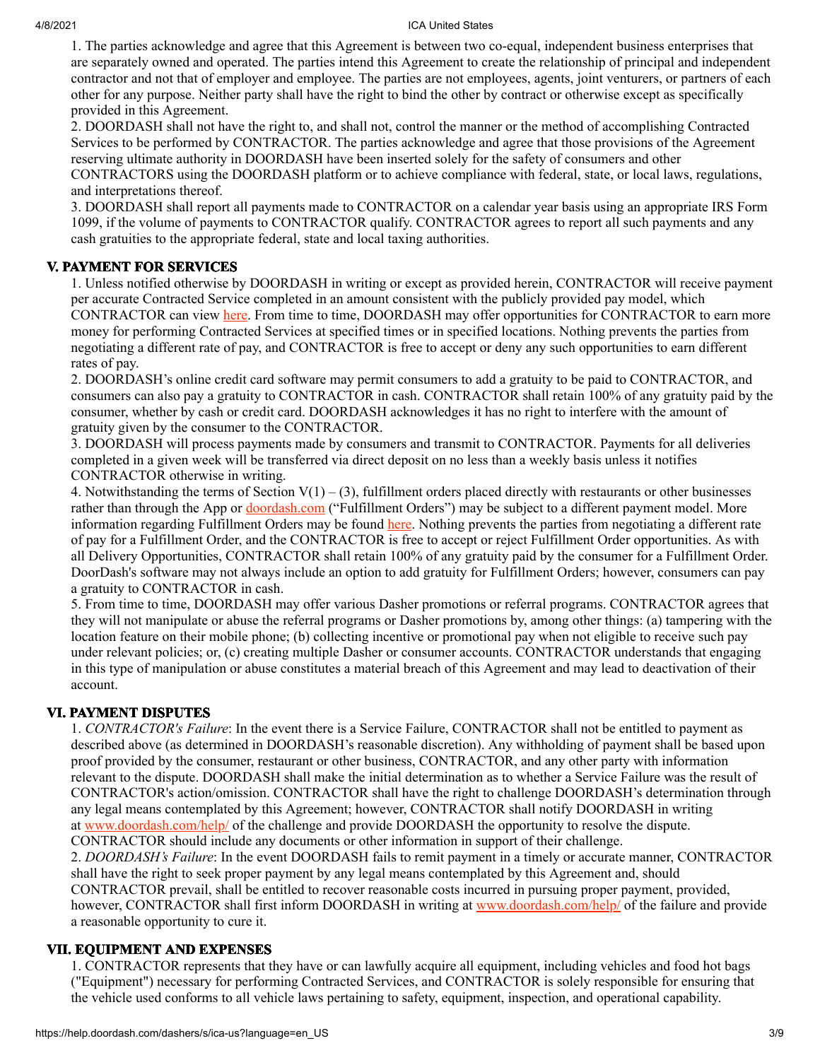1. The parties acknowledge and agree that this Agreement is between two co-equal, independent business enterprises that are separately owned and operated. The parties intend this Agreement to create the relationship of principal and independent contractor and not that of employer and employee. The parties are not employees, agents, joint venturers, or partners of each other for any purpose. Neither party shall have the right to bind the other by contract or otherwise except as specifically provided in this Agreement.
2. DOORDASH shall not have the right to, and shall not, control the manner or the method of accomplishing Contracted Services to be performed by CONTRACTOR. The parties acknowledge and agree that those provisions of the Agreement reserving ultimate authority in DOORDASH have been inserted solely for the safety of consumers and other CONTRACTORS using the DOORDASH platform or to achieve compliance with federal, state, or local laws, regulations, and interpretations thereof.
3. DOORDASH shall report all payments made to CONTRACTOR on a calendar year basis using an appropriate IRS Form 1099, if the volume of payments to CONTRACTOR qualify. CONTRACTOR agrees to report all such payments and any cash gratuities to the appropriate federal, state and local taxing authorities.

## V. PAYMENT FOR SERVICES

1. Unless notified otherwise by DOORDASH in writing or except as provided herein, CONTRACTOR will receive payment per accurate Contracted Service completed in an amount consistent with the publicly provided pay model, which CONTRACTOR can view here. From time to time, DOORDASH may offer opportunities for CONTRACTOR to earn more money for performing Contracted Services at specified times or in specified locations. Nothing prevents the parties from negotiating a different rate of pay, and CONTRACTOR is free to accept or deny any such opportunities to earn different rates of pay.
2. DOORDASH's online credit card software may permit consumers to add a gratuity to be paid to CONTRACTOR, and consumers can also pay a gratuity to CONTRACTOR in cash. CONTRACTOR shall retain 100% of any gratuity paid by the consumer, whether by cash or credit card. DOORDASH acknowledges it has no right to interfere with the amount of gratuity given by the consumer to the CONTRACTOR.
3. DOORDASH will process payments made by consumers and transmit to CONTRACTOR. Payments for all deliveries completed in a given week will be transferred via direct deposit on no less than a weekly basis unless it notifies CONTRACTOR otherwise in writing.
4. Notwithstanding the terms of Section V(1) – (3), fulfillment orders placed directly with restaurants or other businesses rather than through the App or doordash.com ("Fulfillment Orders") may be subject to a different payment model. More information regarding Fulfillment Orders may be found here. Nothing prevents the parties from negotiating a different rate of pay for a Fulfillment Order, and the CONTRACTOR is free to accept or reject Fulfillment Order opportunities. As with all Delivery Opportunities, CONTRACTOR shall retain 100% of any gratuity paid by the consumer for a Fulfillment Order. DoorDash's software may not always include an option to add gratuity for Fulfillment Orders; however, consumers can pay a gratuity to CONTRACTOR in cash.
5. From time to time, DOORDASH may offer various Dasher promotions or referral programs. CONTRACTOR agrees that they will not manipulate or abuse the referral programs or Dasher promotions by, among other things: (a) tampering with the location feature on their mobile phone; (b) collecting incentive or promotional pay when not eligible to receive such pay under relevant policies; or, (c) creating multiple Dasher or consumer accounts. CONTRACTOR understands that engaging in this type of manipulation or abuse constitutes a material breach of this Agreement and may lead to deactivation of their account.

## VI. PAYMENT DISPUTES

1. *CONTRACTOR's Failure*: In the event there is a Service Failure, CONTRACTOR shall not be entitled to payment as described above (as determined in DOORDASH's reasonable discretion). Any withholding of payment shall be based upon proof provided by the consumer, restaurant or other business, CONTRACTOR, and any other party with information relevant to the dispute. DOORDASH shall make the initial determination as to whether a Service Failure was the result of CONTRACTOR's action/omission. CONTRACTOR shall have the right to challenge DOORDASH's determination through any legal means contemplated by this Agreement; however, CONTRACTOR shall notify DOORDASH in writing at www.doordash.com/help/ of the challenge and provide DOORDASH the opportunity to resolve the dispute. CONTRACTOR should include any documents or other information in support of their challenge.
2. *DOORDASH's Failure*: In the event DOORDASH fails to remit payment in a timely or accurate manner, CONTRACTOR shall have the right to seek proper payment by any legal means contemplated by this Agreement and, should CONTRACTOR prevail, shall be entitled to recover reasonable costs incurred in pursuing proper payment, provided, however, CONTRACTOR shall first inform DOORDASH in writing at www.doordash.com/help/ of the failure and provide a reasonable opportunity to cure it.

## VII. EQUIPMENT AND EXPENSES

1. CONTRACTOR represents that they have or can lawfully acquire all equipment, including vehicles and food hot bags ("Equipment") necessary for performing Contracted Services, and CONTRACTOR is solely responsible for ensuring that the vehicle used conforms to all vehicle laws pertaining to safety, equipment, inspection, and operational capability.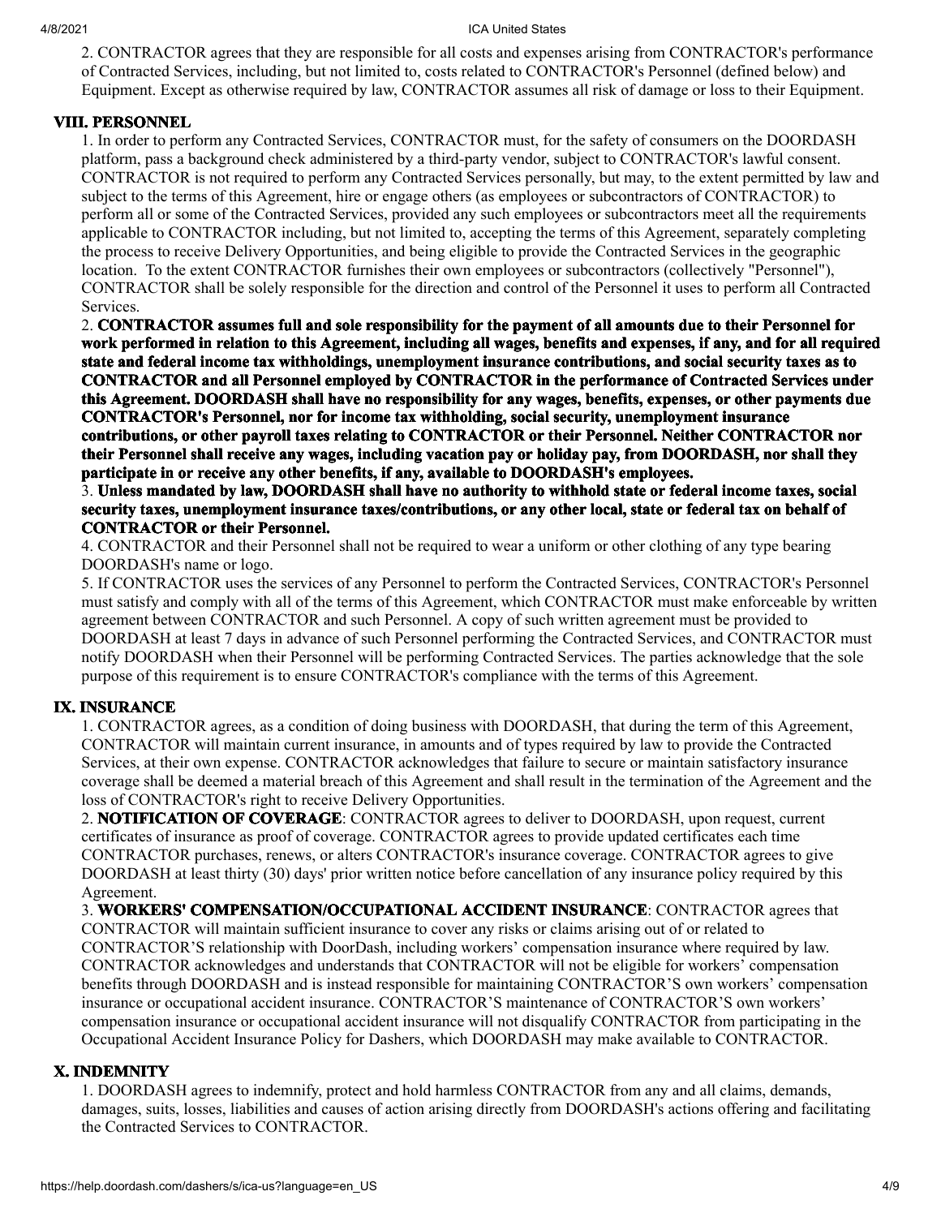2. CONTRACTOR agrees that they are responsible for all costs and expenses arising from CONTRACTOR's performance of Contracted Services, including, but not limited to, costs related to CONTRACTOR's Personnel (defined below) and Equipment. Except as otherwise required by law, CONTRACTOR assumes all risk of damage or loss to their Equipment.

## VIII. PERSONNEL

1. In order to perform any Contracted Services, CONTRACTOR must, for the safety of consumers on the DOORDASH platform, pass a background check administered by a third-party vendor, subject to CONTRACTOR's lawful consent. CONTRACTOR is not required to perform any Contracted Services personally, but may, to the extent permitted by law and subject to the terms of this Agreement, hire or engage others (as employees or subcontractors of CONTRACTOR) to perform all or some of the Contracted Services, provided any such employees or subcontractors meet all the requirements applicable to CONTRACTOR including, but not limited to, accepting the terms of this Agreement, separately completing the process to receive Delivery Opportunities, and being eligible to provide the Contracted Services in the geographic location. To the extent CONTRACTOR furnishes their own employees or subcontractors (collectively "Personnel"), CONTRACTOR shall be solely responsible for the direction and control of the Personnel it uses to perform all Contracted Services.

2. **CONTRACTOR assumes full and sole responsibility for the payment of all amounts due to their Personnel for work performed in relation to this Agreement, including all wages, benefits and expenses, if any, and for all required state and federal income tax withholdings, unemployment insurance contributions, and social security taxes as to CONTRACTOR and all Personnel employed by CONTRACTOR in the performance of Contracted Services under this Agreement. DOORDASH shall have no responsibility for any wages, benefits, expenses, or other payments due CONTRACTOR's Personnel, nor for income tax withholding, social security, unemployment insurance contributions, or other payroll taxes relating to CONTRACTOR or their Personnel. Neither CONTRACTOR nor their Personnel shall receive any wages, including vacation pay or holiday pay, from DOORDASH, nor shall they participate in or receive any other benefits, if any, available to DOORDASH's employees.**

3. **Unless mandated by law, DOORDASH shall have no authority to withhold state or federal income taxes, social security taxes, unemployment insurance taxes/contributions, or any other local, state or federal tax on behalf of CONTRACTOR or their Personnel.**

4. CONTRACTOR and their Personnel shall not be required to wear a uniform or other clothing of any type bearing DOORDASH's name or logo.

5. If CONTRACTOR uses the services of any Personnel to perform the Contracted Services, CONTRACTOR's Personnel must satisfy and comply with all of the terms of this Agreement, which CONTRACTOR must make enforceable by written agreement between CONTRACTOR and such Personnel. A copy of such written agreement must be provided to DOORDASH at least 7 days in advance of such Personnel performing the Contracted Services, and CONTRACTOR must notify DOORDASH when their Personnel will be performing Contracted Services. The parties acknowledge that the sole purpose of this requirement is to ensure CONTRACTOR's compliance with the terms of this Agreement.

## IX. INSURANCE

1. CONTRACTOR agrees, as a condition of doing business with DOORDASH, that during the term of this Agreement, CONTRACTOR will maintain current insurance, in amounts and of types required by law to provide the Contracted Services, at their own expense. CONTRACTOR acknowledges that failure to secure or maintain satisfactory insurance coverage shall be deemed a material breach of this Agreement and shall result in the termination of the Agreement and the loss of CONTRACTOR's right to receive Delivery Opportunities.

2. **NOTIFICATION OF COVERAGE**: CONTRACTOR agrees to deliver to DOORDASH, upon request, current certificates of insurance as proof of coverage. CONTRACTOR agrees to provide updated certificates each time CONTRACTOR purchases, renews, or alters CONTRACTOR's insurance coverage. CONTRACTOR agrees to give DOORDASH at least thirty (30) days' prior written notice before cancellation of any insurance policy required by this Agreement.

3. **WORKERS' COMPENSATION/OCCUPATIONAL ACCIDENT INSURANCE**: CONTRACTOR agrees that CONTRACTOR will maintain sufficient insurance to cover any risks or claims arising out of or related to CONTRACTOR'S relationship with DoorDash, including workers' compensation insurance where required by law. CONTRACTOR acknowledges and understands that CONTRACTOR will not be eligible for workers' compensation benefits through DOORDASH and is instead responsible for maintaining CONTRACTOR'S own workers' compensation insurance or occupational accident insurance. CONTRACTOR'S maintenance of CONTRACTOR'S own workers' compensation insurance or occupational accident insurance will not disqualify CONTRACTOR from participating in the Occupational Accident Insurance Policy for Dashers, which DOORDASH may make available to CONTRACTOR.

## X. INDEMNITY

1. DOORDASH agrees to indemnify, protect and hold harmless CONTRACTOR from any and all claims, demands, damages, suits, losses, liabilities and causes of action arising directly from DOORDASH's actions offering and facilitating the Contracted Services to CONTRACTOR.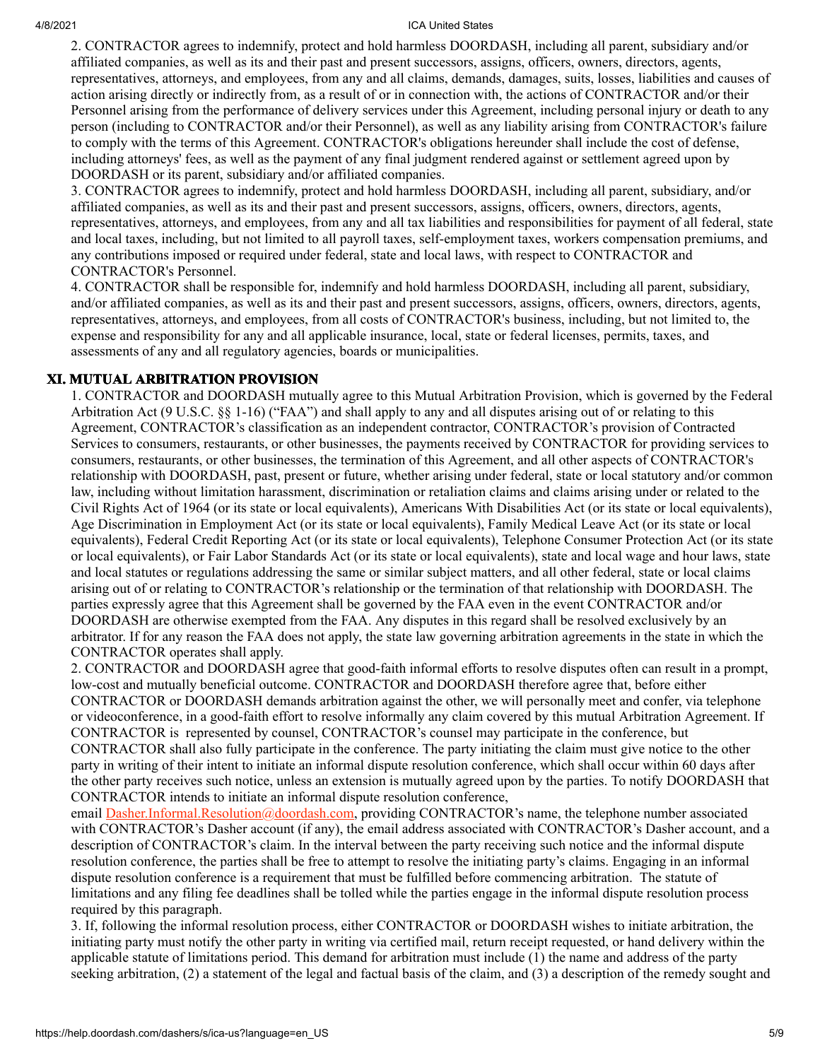2. CONTRACTOR agrees to indemnify, protect and hold harmless DOORDASH, including all parent, subsidiary and/or affiliated companies, as well as its and their past and present successors, assigns, officers, owners, directors, agents, representatives, attorneys, and employees, from any and all claims, demands, damages, suits, losses, liabilities and causes of action arising directly or indirectly from, as a result of or in connection with, the actions of CONTRACTOR and/or their Personnel arising from the performance of delivery services under this Agreement, including personal injury or death to any person (including to CONTRACTOR and/or their Personnel), as well as any liability arising from CONTRACTOR's failure to comply with the terms of this Agreement. CONTRACTOR's obligations hereunder shall include the cost of defense, including attorneys' fees, as well as the payment of any final judgment rendered against or settlement agreed upon by DOORDASH or its parent, subsidiary and/or affiliated companies.

3. CONTRACTOR agrees to indemnify, protect and hold harmless DOORDASH, including all parent, subsidiary, and/or affiliated companies, as well as its and their past and present successors, assigns, officers, owners, directors, agents, representatives, attorneys, and employees, from any and all tax liabilities and responsibilities for payment of all federal, state and local taxes, including, but not limited to all payroll taxes, self-employment taxes, workers compensation premiums, and any contributions imposed or required under federal, state and local laws, with respect to CONTRACTOR and CONTRACTOR's Personnel.

4. CONTRACTOR shall be responsible for, indemnify and hold harmless DOORDASH, including all parent, subsidiary, and/or affiliated companies, as well as its and their past and present successors, assigns, officers, owners, directors, agents, representatives, attorneys, and employees, from all costs of CONTRACTOR's business, including, but not limited to, the expense and responsibility for any and all applicable insurance, local, state or federal licenses, permits, taxes, and assessments of any and all regulatory agencies, boards or municipalities.

## XI. MUTUAL ARBITRATION PROVISION

1. CONTRACTOR and DOORDASH mutually agree to this Mutual Arbitration Provision, which is governed by the Federal Arbitration Act (9 U.S.C. §§ 1-16) ("FAA") and shall apply to any and all disputes arising out of or relating to this Agreement, CONTRACTOR's classification as an independent contractor, CONTRACTOR's provision of Contracted Services to consumers, restaurants, or other businesses, the payments received by CONTRACTOR for providing services to consumers, restaurants, or other businesses, the termination of this Agreement, and all other aspects of CONTRACTOR's relationship with DOORDASH, past, present or future, whether arising under federal, state or local statutory and/or common law, including without limitation harassment, discrimination or retaliation claims and claims arising under or related to the Civil Rights Act of 1964 (or its state or local equivalents), Americans With Disabilities Act (or its state or local equivalents), Age Discrimination in Employment Act (or its state or local equivalents), Family Medical Leave Act (or its state or local equivalents), Federal Credit Reporting Act (or its state or local equivalents), Telephone Consumer Protection Act (or its state or local equivalents), or Fair Labor Standards Act (or its state or local equivalents), state and local wage and hour laws, state and local statutes or regulations addressing the same or similar subject matters, and all other federal, state or local claims arising out of or relating to CONTRACTOR's relationship or the termination of that relationship with DOORDASH. The parties expressly agree that this Agreement shall be governed by the FAA even in the event CONTRACTOR and/or DOORDASH are otherwise exempted from the FAA. Any disputes in this regard shall be resolved exclusively by an arbitrator. If for any reason the FAA does not apply, the state law governing arbitration agreements in the state in which the CONTRACTOR operates shall apply.

2. CONTRACTOR and DOORDASH agree that good-faith informal efforts to resolve disputes often can result in a prompt, low-cost and mutually beneficial outcome. CONTRACTOR and DOORDASH therefore agree that, before either CONTRACTOR or DOORDASH demands arbitration against the other, we will personally meet and confer, via telephone or videoconference, in a good-faith effort to resolve informally any claim covered by this mutual Arbitration Agreement. If CONTRACTOR is represented by counsel, CONTRACTOR's counsel may participate in the conference, but CONTRACTOR shall also fully participate in the conference. The party initiating the claim must give notice to the other party in writing of their intent to initiate an informal dispute resolution conference, which shall occur within 60 days after the other party receives such notice, unless an extension is mutually agreed upon by the parties. To notify DOORDASH that CONTRACTOR intends to initiate an informal dispute resolution conference, email Dasher.Informal.Resolution@doordash.com, providing CONTRACTOR's name, the telephone number associated with CONTRACTOR's Dasher account (if any), the email address associated with CONTRACTOR's Dasher account, and a description of CONTRACTOR's claim. In the interval between the party receiving such notice and the informal dispute resolution conference, the parties shall be free to attempt to resolve the initiating party's claims. Engaging in an informal dispute resolution conference is a requirement that must be fulfilled before commencing arbitration. The statute of limitations and any filing fee deadlines shall be tolled while the parties engage in the informal dispute resolution process required by this paragraph.

3. If, following the informal resolution process, either CONTRACTOR or DOORDASH wishes to initiate arbitration, the initiating party must notify the other party in writing via certified mail, return receipt requested, or hand delivery within the applicable statute of limitations period. This demand for arbitration must include (1) the name and address of the party seeking arbitration, (2) a statement of the legal and factual basis of the claim, and (3) a description of the remedy sought and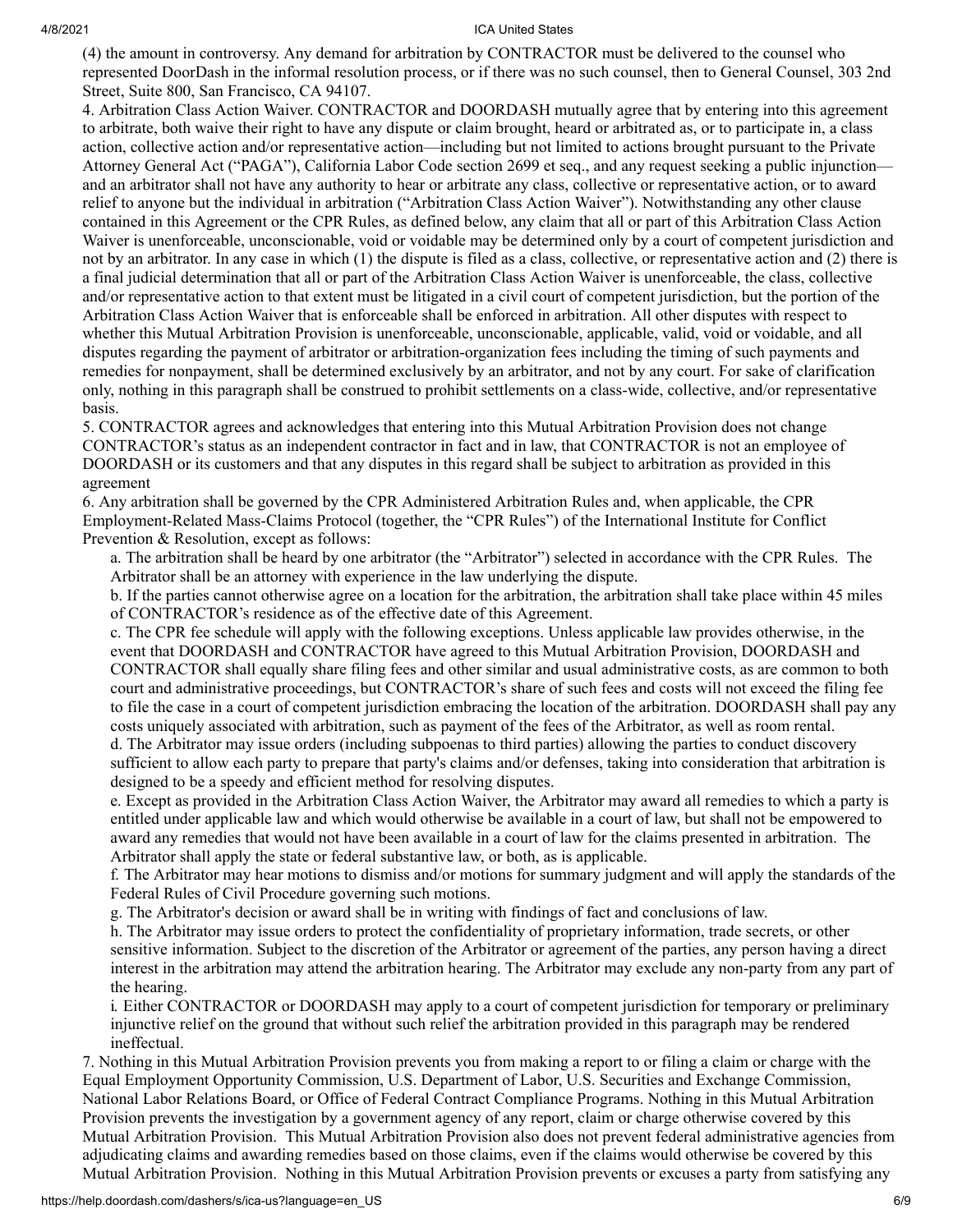(4) the amount in controversy. Any demand for arbitration by CONTRACTOR must be delivered to the counsel who represented DoorDash in the informal resolution process, or if there was no such counsel, then to General Counsel, 303 2nd Street, Suite 800, San Francisco, CA 94107.

4. Arbitration Class Action Waiver. CONTRACTOR and DOORDASH mutually agree that by entering into this agreement to arbitrate, both waive their right to have any dispute or claim brought, heard or arbitrated as, or to participate in, a class action, collective action and/or representative action—including but not limited to actions brought pursuant to the Private Attorney General Act ("PAGA"), California Labor Code section 2699 et seq., and any request seeking a public injunction—and an arbitrator shall not have any authority to hear or arbitrate any class, collective or representative action, or to award relief to anyone but the individual in arbitration ("Arbitration Class Action Waiver"). Notwithstanding any other clause contained in this Agreement or the CPR Rules, as defined below, any claim that all or part of this Arbitration Class Action Waiver is unenforceable, unconscionable, void or voidable may be determined only by a court of competent jurisdiction and not by an arbitrator. In any case in which (1) the dispute is filed as a class, collective, or representative action and (2) there is a final judicial determination that all or part of the Arbitration Class Action Waiver is unenforceable, the class, collective and/or representative action to that extent must be litigated in a civil court of competent jurisdiction, but the portion of the Arbitration Class Action Waiver that is enforceable shall be enforced in arbitration. All other disputes with respect to whether this Mutual Arbitration Provision is unenforceable, unconscionable, applicable, valid, void or voidable, and all disputes regarding the payment of arbitrator or arbitration-organization fees including the timing of such payments and remedies for nonpayment, shall be determined exclusively by an arbitrator, and not by any court. For sake of clarification only, nothing in this paragraph shall be construed to prohibit settlements on a class-wide, collective, and/or representative basis.

5. CONTRACTOR agrees and acknowledges that entering into this Mutual Arbitration Provision does not change CONTRACTOR's status as an independent contractor in fact and in law, that CONTRACTOR is not an employee of DOORDASH or its customers and that any disputes in this regard shall be subject to arbitration as provided in this agreement

6. Any arbitration shall be governed by the CPR Administered Arbitration Rules and, when applicable, the CPR Employment-Related Mass-Claims Protocol (together, the "CPR Rules") of the International Institute for Conflict Prevention & Resolution, except as follows:

a. The arbitration shall be heard by one arbitrator (the "Arbitrator") selected in accordance with the CPR Rules. The Arbitrator shall be an attorney with experience in the law underlying the dispute.

b. If the parties cannot otherwise agree on a location for the arbitration, the arbitration shall take place within 45 miles of CONTRACTOR's residence as of the effective date of this Agreement.

c. The CPR fee schedule will apply with the following exceptions. Unless applicable law provides otherwise, in the event that DOORDASH and CONTRACTOR have agreed to this Mutual Arbitration Provision, DOORDASH and CONTRACTOR shall equally share filing fees and other similar and usual administrative costs, as are common to both court and administrative proceedings, but CONTRACTOR's share of such fees and costs will not exceed the filing fee to file the case in a court of competent jurisdiction embracing the location of the arbitration. DOORDASH shall pay any costs uniquely associated with arbitration, such as payment of the fees of the Arbitrator, as well as room rental.

d. The Arbitrator may issue orders (including subpoenas to third parties) allowing the parties to conduct discovery sufficient to allow each party to prepare that party's claims and/or defenses, taking into consideration that arbitration is designed to be a speedy and efficient method for resolving disputes.

e. Except as provided in the Arbitration Class Action Waiver, the Arbitrator may award all remedies to which a party is entitled under applicable law and which would otherwise be available in a court of law, but shall not be empowered to award any remedies that would not have been available in a court of law for the claims presented in arbitration. The Arbitrator shall apply the state or federal substantive law, or both, as is applicable.

f. The Arbitrator may hear motions to dismiss and/or motions for summary judgment and will apply the standards of the Federal Rules of Civil Procedure governing such motions.

g. The Arbitrator's decision or award shall be in writing with findings of fact and conclusions of law.

h. The Arbitrator may issue orders to protect the confidentiality of proprietary information, trade secrets, or other sensitive information. Subject to the discretion of the Arbitrator or agreement of the parties, any person having a direct interest in the arbitration may attend the arbitration hearing. The Arbitrator may exclude any non-party from any part of the hearing.

i. Either CONTRACTOR or DOORDASH may apply to a court of competent jurisdiction for temporary or preliminary injunctive relief on the ground that without such relief the arbitration provided in this paragraph may be rendered ineffectual.

7. Nothing in this Mutual Arbitration Provision prevents you from making a report to or filing a claim or charge with the Equal Employment Opportunity Commission, U.S. Department of Labor, U.S. Securities and Exchange Commission, National Labor Relations Board, or Office of Federal Contract Compliance Programs. Nothing in this Mutual Arbitration Provision prevents the investigation by a government agency of any report, claim or charge otherwise covered by this Mutual Arbitration Provision. This Mutual Arbitration Provision also does not prevent federal administrative agencies from adjudicating claims and awarding remedies based on those claims, even if the claims would otherwise be covered by this Mutual Arbitration Provision. Nothing in this Mutual Arbitration Provision prevents or excuses a party from satisfying any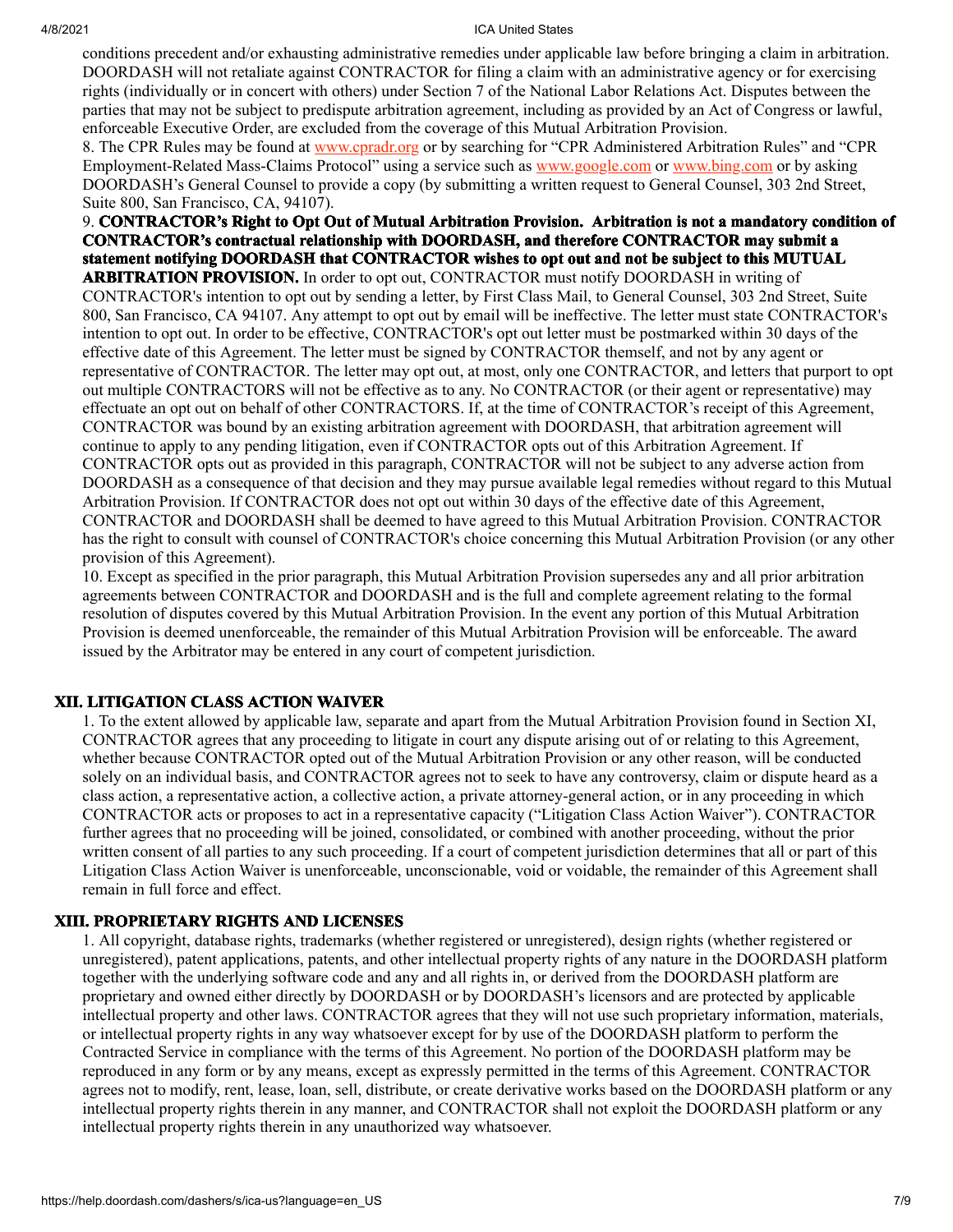conditions precedent and/or exhausting administrative remedies under applicable law before bringing a claim in arbitration. DOORDASH will not retaliate against CONTRACTOR for filing a claim with an administrative agency or for exercising rights (individually or in concert with others) under Section 7 of the National Labor Relations Act. Disputes between the parties that may not be subject to predispute arbitration agreement, including as provided by an Act of Congress or lawful, enforceable Executive Order, are excluded from the coverage of this Mutual Arbitration Provision.

8. The CPR Rules may be found at www.cpradr.org or by searching for "CPR Administered Arbitration Rules" and "CPR Employment-Related Mass-Claims Protocol" using a service such as www.google.com or www.bing.com or by asking DOORDASH's General Counsel to provide a copy (by submitting a written request to General Counsel, 303 2nd Street, Suite 800, San Francisco, CA, 94107).

9. **CONTRACTOR's Right to Opt Out of Mutual Arbitration Provision. Arbitration is not a mandatory condition of CONTRACTOR's contractual relationship with DOORDASH, and therefore CONTRACTOR may submit a statement notifying DOORDASH that CONTRACTOR wishes to opt out and not be subject to this MUTUAL ARBITRATION PROVISION.** In order to opt out, CONTRACTOR must notify DOORDASH in writing of CONTRACTOR's intention to opt out by sending a letter, by First Class Mail, to General Counsel, 303 2nd Street, Suite 800, San Francisco, CA 94107. Any attempt to opt out by email will be ineffective. The letter must state CONTRACTOR's intention to opt out. In order to be effective, CONTRACTOR's opt out letter must be postmarked within 30 days of the effective date of this Agreement. The letter must be signed by CONTRACTOR themself, and not by any agent or representative of CONTRACTOR. The letter may opt out, at most, only one CONTRACTOR, and letters that purport to opt out multiple CONTRACTORS will not be effective as to any. No CONTRACTOR (or their agent or representative) may effectuate an opt out on behalf of other CONTRACTORS. If, at the time of CONTRACTOR's receipt of this Agreement, CONTRACTOR was bound by an existing arbitration agreement with DOORDASH, that arbitration agreement will continue to apply to any pending litigation, even if CONTRACTOR opts out of this Arbitration Agreement. If CONTRACTOR opts out as provided in this paragraph, CONTRACTOR will not be subject to any adverse action from DOORDASH as a consequence of that decision and they may pursue available legal remedies without regard to this Mutual Arbitration Provision. If CONTRACTOR does not opt out within 30 days of the effective date of this Agreement, CONTRACTOR and DOORDASH shall be deemed to have agreed to this Mutual Arbitration Provision. CONTRACTOR has the right to consult with counsel of CONTRACTOR's choice concerning this Mutual Arbitration Provision (or any other provision of this Agreement).

10. Except as specified in the prior paragraph, this Mutual Arbitration Provision supersedes any and all prior arbitration agreements between CONTRACTOR and DOORDASH and is the full and complete agreement relating to the formal resolution of disputes covered by this Mutual Arbitration Provision. In the event any portion of this Mutual Arbitration Provision is deemed unenforceable, the remainder of this Mutual Arbitration Provision will be enforceable. The award issued by the Arbitrator may be entered in any court of competent jurisdiction.

## XII. LITIGATION CLASS ACTION WAIVER

1. To the extent allowed by applicable law, separate and apart from the Mutual Arbitration Provision found in Section XI, CONTRACTOR agrees that any proceeding to litigate in court any dispute arising out of or relating to this Agreement, whether because CONTRACTOR opted out of the Mutual Arbitration Provision or any other reason, will be conducted solely on an individual basis, and CONTRACTOR agrees not to seek to have any controversy, claim or dispute heard as a class action, a representative action, a collective action, a private attorney-general action, or in any proceeding in which CONTRACTOR acts or proposes to act in a representative capacity ("Litigation Class Action Waiver"). CONTRACTOR further agrees that no proceeding will be joined, consolidated, or combined with another proceeding, without the prior written consent of all parties to any such proceeding. If a court of competent jurisdiction determines that all or part of this Litigation Class Action Waiver is unenforceable, unconscionable, void or voidable, the remainder of this Agreement shall remain in full force and effect.

## XIII. PROPRIETARY RIGHTS AND LICENSES

1. All copyright, database rights, trademarks (whether registered or unregistered), design rights (whether registered or unregistered), patent applications, patents, and other intellectual property rights of any nature in the DOORDASH platform together with the underlying software code and any and all rights in, or derived from the DOORDASH platform are proprietary and owned either directly by DOORDASH or by DOORDASH's licensors and are protected by applicable intellectual property and other laws. CONTRACTOR agrees that they will not use such proprietary information, materials, or intellectual property rights in any way whatsoever except for by use of the DOORDASH platform to perform the Contracted Service in compliance with the terms of this Agreement. No portion of the DOORDASH platform may be reproduced in any form or by any means, except as expressly permitted in the terms of this Agreement. CONTRACTOR agrees not to modify, rent, lease, loan, sell, distribute, or create derivative works based on the DOORDASH platform or any intellectual property rights therein in any manner, and CONTRACTOR shall not exploit the DOORDASH platform or any intellectual property rights therein in any unauthorized way whatsoever.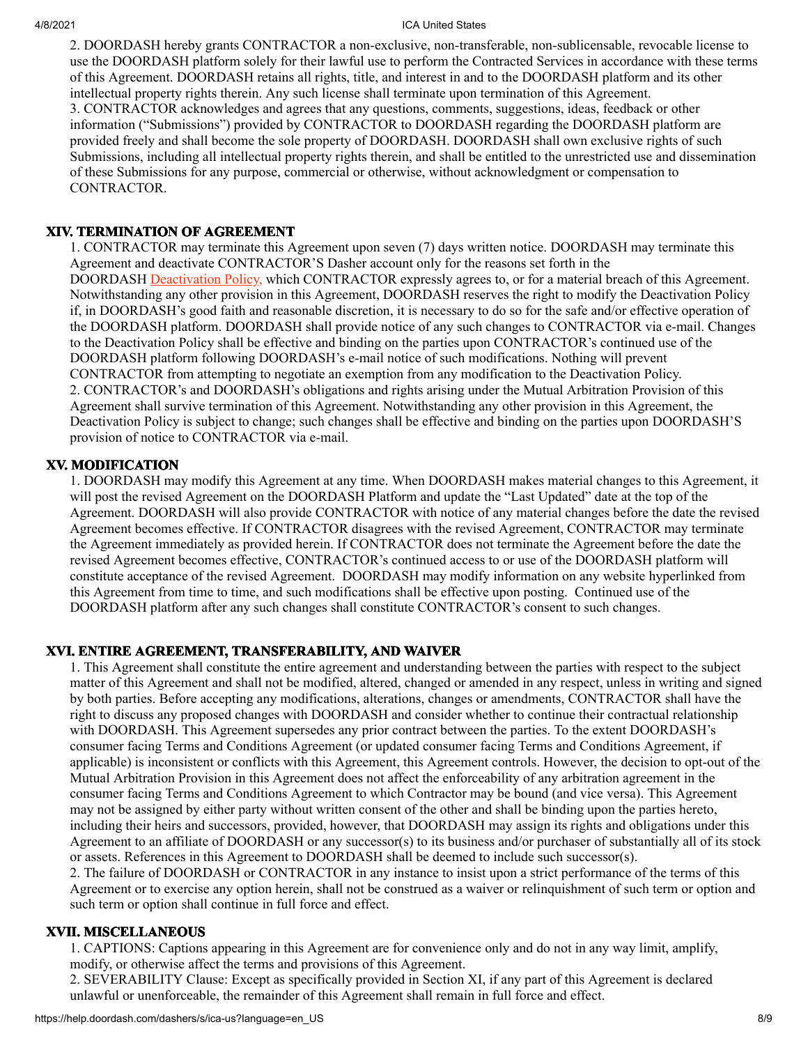2. DOORDASH hereby grants CONTRACTOR a non-exclusive, non-transferable, non-sublicensable, revocable license to use the DOORDASH platform solely for their lawful use to perform the Contracted Services in accordance with these terms of this Agreement. DOORDASH retains all rights, title, and interest in and to the DOORDASH platform and its other intellectual property rights therein. Any such license shall terminate upon termination of this Agreement.

3. CONTRACTOR acknowledges and agrees that any questions, comments, suggestions, ideas, feedback or other information ("Submissions") provided by CONTRACTOR to DOORDASH regarding the DOORDASH platform are provided freely and shall become the sole property of DOORDASH. DOORDASH shall own exclusive rights of such Submissions, including all intellectual property rights therein, and shall be entitled to the unrestricted use and dissemination of these Submissions for any purpose, commercial or otherwise, without acknowledgment or compensation to CONTRACTOR.

## XIV. TERMINATION OF AGREEMENT

1. CONTRACTOR may terminate this Agreement upon seven (7) days written notice. DOORDASH may terminate this Agreement and deactivate CONTRACTOR'S Dasher account only for the reasons set forth in the DOORDASH Deactivation Policy, which CONTRACTOR expressly agrees to, or for a material breach of this Agreement. Notwithstanding any other provision in this Agreement, DOORDASH reserves the right to modify the Deactivation Policy if, in DOORDASH's good faith and reasonable discretion, it is necessary to do so for the safe and/or effective operation of the DOORDASH platform. DOORDASH shall provide notice of any such changes to CONTRACTOR via e-mail. Changes to the Deactivation Policy shall be effective and binding on the parties upon CONTRACTOR's continued use of the DOORDASH platform following DOORDASH's e-mail notice of such modifications. Nothing will prevent CONTRACTOR from attempting to negotiate an exemption from any modification to the Deactivation Policy.

2. CONTRACTOR's and DOORDASH's obligations and rights arising under the Mutual Arbitration Provision of this Agreement shall survive termination of this Agreement. Notwithstanding any other provision in this Agreement, the Deactivation Policy is subject to change; such changes shall be effective and binding on the parties upon DOORDASH'S provision of notice to CONTRACTOR via e-mail.

## XV. MODIFICATION

1. DOORDASH may modify this Agreement at any time. When DOORDASH makes material changes to this Agreement, it will post the revised Agreement on the DOORDASH Platform and update the "Last Updated" date at the top of the Agreement. DOORDASH will also provide CONTRACTOR with notice of any material changes before the date the revised Agreement becomes effective. If CONTRACTOR disagrees with the revised Agreement, CONTRACTOR may terminate the Agreement immediately as provided herein. If CONTRACTOR does not terminate the Agreement before the date the revised Agreement becomes effective, CONTRACTOR's continued access to or use of the DOORDASH platform will constitute acceptance of the revised Agreement. DOORDASH may modify information on any website hyperlinked from this Agreement from time to time, and such modifications shall be effective upon posting. Continued use of the DOORDASH platform after any such changes shall constitute CONTRACTOR's consent to such changes.

## XVI. ENTIRE AGREEMENT, TRANSFERABILITY, AND WAIVER

1. This Agreement shall constitute the entire agreement and understanding between the parties with respect to the subject matter of this Agreement and shall not be modified, altered, changed or amended in any respect, unless in writing and signed by both parties. Before accepting any modifications, alterations, changes or amendments, CONTRACTOR shall have the right to discuss any proposed changes with DOORDASH and consider whether to continue their contractual relationship with DOORDASH. This Agreement supersedes any prior contract between the parties. To the extent DOORDASH's consumer facing Terms and Conditions Agreement (or updated consumer facing Terms and Conditions Agreement, if applicable) is inconsistent or conflicts with this Agreement, this Agreement controls. However, the decision to opt-out of the Mutual Arbitration Provision in this Agreement does not affect the enforceability of any arbitration agreement in the consumer facing Terms and Conditions Agreement to which Contractor may be bound (and vice versa). This Agreement may not be assigned by either party without written consent of the other and shall be binding upon the parties hereto, including their heirs and successors, provided, however, that DOORDASH may assign its rights and obligations under this Agreement to an affiliate of DOORDASH or any successor(s) to its business and/or purchaser of substantially all of its stock or assets. References in this Agreement to DOORDASH shall be deemed to include such successor(s).

2. The failure of DOORDASH or CONTRACTOR in any instance to insist upon a strict performance of the terms of this Agreement or to exercise any option herein, shall not be construed as a waiver or relinquishment of such term or option and such term or option shall continue in full force and effect.

## XVII. MISCELLANEOUS

1. CAPTIONS: Captions appearing in this Agreement are for convenience only and do not in any way limit, amplify, modify, or otherwise affect the terms and provisions of this Agreement.

2. SEVERABILITY Clause: Except as specifically provided in Section XI, if any part of this Agreement is declared unlawful or unenforceable, the remainder of this Agreement shall remain in full force and effect.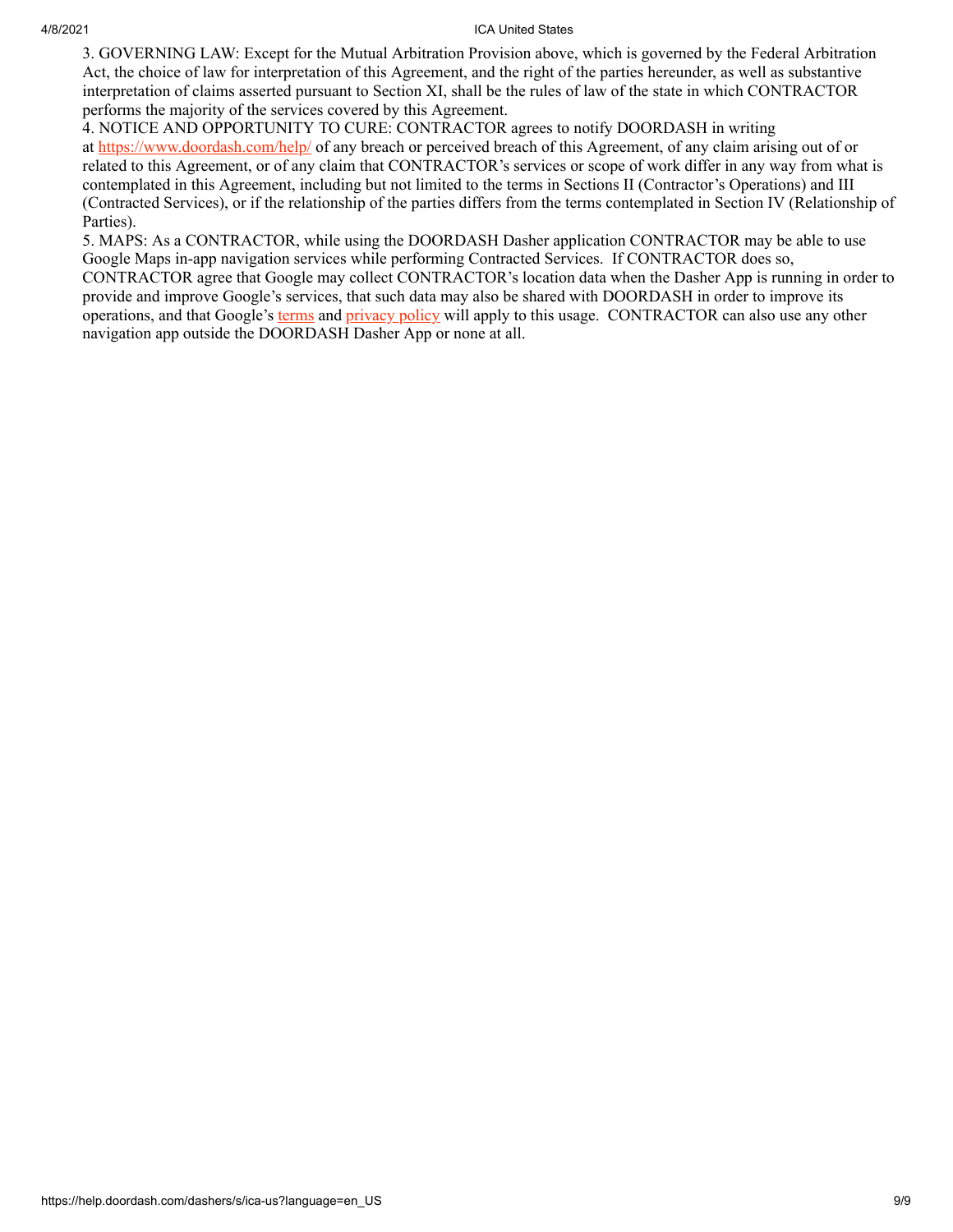3. GOVERNING LAW: Except for the Mutual Arbitration Provision above, which is governed by the Federal Arbitration Act, the choice of law for interpretation of this Agreement, and the right of the parties hereunder, as well as substantive interpretation of claims asserted pursuant to Section XI, shall be the rules of law of the state in which CONTRACTOR performs the majority of the services covered by this Agreement.

4. NOTICE AND OPPORTUNITY TO CURE: CONTRACTOR agrees to notify DOORDASH in writing at https://www.doordash.com/help/ of any breach or perceived breach of this Agreement, of any claim arising out of or related to this Agreement, or of any claim that CONTRACTOR's services or scope of work differ in any way from what is contemplated in this Agreement, including but not limited to the terms in Sections II (Contractor's Operations) and III (Contracted Services), or if the relationship of the parties differs from the terms contemplated in Section IV (Relationship of Parties).

5. MAPS: As a CONTRACTOR, while using the DOORDASH Dasher application CONTRACTOR may be able to use Google Maps in-app navigation services while performing Contracted Services. If CONTRACTOR does so, CONTRACTOR agree that Google may collect CONTRACTOR's location data when the Dasher App is running in order to provide and improve Google's services, that such data may also be shared with DOORDASH in order to improve its operations, and that Google's terms and privacy policy will apply to this usage. CONTRACTOR can also use any other navigation app outside the DOORDASH Dasher App or none at all.